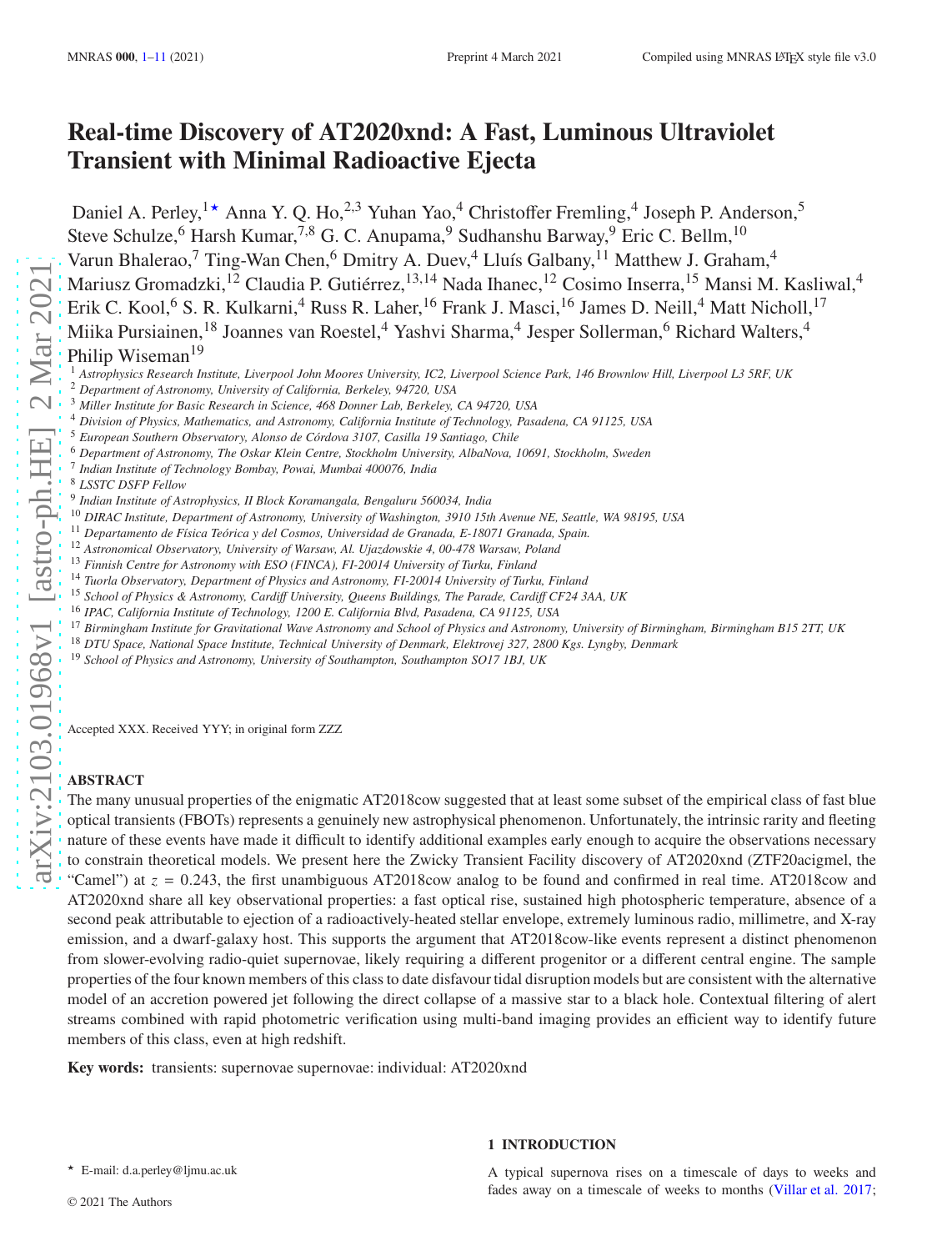# Real-time Discovery of AT2020xnd: A Fast, Luminous Ultraviolet Transient with Minimal Radioactive Ejecta

Daniel A. Perley,[1⋆] Anna Y. Q. Ho,[2,3] Yuhan Yao,[4] Christoffer Fremling,[4] Joseph P. Anderson,[5] Steve Schulze,[6] Harsh Kumar,[7,8] G. C. Anupama,[9] Sudhanshu Barway,[9] Eric C. Bellm,[10] Varun Bhalerao,[7] Ting-Wan Chen,[6] Dmitry A. Duev,[4] Lluís Galbany,[11] Matthew J. Graham,[4] Mariusz Gromadzki,[12] Claudia P. Gutiérrez,[13,14] Nada Ihanec,[12] Cosimo Inserra,[15] Mansi M. Kasliwal,[4] Erik C. Kool,[6] S. R. Kulkarni,[4] Russ R. Laher,[16] Frank J. Masci,[16] James D. Neill,[4] Matt Nicholl,[17] Miika Pursiainen,[18] Joannes van Roestel,[4] Yashvi Sharma,[4] Jesper Sollerman,[6] Richard Walters,[4] Philip Wiseman[19]

[1] *Astrophysics Research Institute, Liverpool John Moores University, IC2, Liverpool Science Park, 146 Brownlow Hill, Liverpool L3 5RF, UK*
[2] *Department of Astronomy, University of California, Berkeley, 94720, USA*
[3] *Miller Institute for Basic Research in Science, 468 Donner Lab, Berkeley, CA 94720, USA*
[4] *Division of Physics, Mathematics, and Astronomy, California Institute of Technology, Pasadena, CA 91125, USA*
[5] *European Southern Observatory, Alonso de Córdova 3107, Casilla 19 Santiago, Chile*
[6] *Department of Astronomy, The Oskar Klein Centre, Stockholm University, AlbaNova, 10691, Stockholm, Sweden*
[7] *Indian Institute of Technology Bombay, Powai, Mumbai 400076, India*
[8] *LSSTC DSFP Fellow*
[9] *Indian Institute of Astrophysics, II Block Koramangala, Bengaluru 560034, India*
[10] *DIRAC Institute, Department of Astronomy, University of Washington, 3910 15th Avenue NE, Seattle, WA 98195, USA*
[11] *Departamento de Física Teórica y del Cosmos, Universidad de Granada, E-18071 Granada, Spain.*
[12] *Astronomical Observatory, University of Warsaw, Al. Ujazdowskie 4, 00-478 Warsaw, Poland*
[13] *Finnish Centre for Astronomy with ESO (FINCA), FI-20014 University of Turku, Finland*
[14] *Tuorla Observatory, Department of Physics and Astronomy, FI-20014 University of Turku, Finland*
[15] *School of Physics & Astronomy, Cardiff University, Queens Buildings, The Parade, Cardiff CF24 3AA, UK*
[16] *IPAC, California Institute of Technology, 1200 E. California Blvd, Pasadena, CA 91125, USA*
[17] *Birmingham Institute for Gravitational Wave Astronomy and School of Physics and Astronomy, University of Birmingham, Birmingham B15 2TT, UK*
[18] *DTU Space, National Space Institute, Technical University of Denmark, Elektrovej 327, 2800 Kgs. Lyngby, Denmark*
[19] *School of Physics and Astronomy, University of Southampton, Southampton SO17 1BJ, UK*

Accepted XXX. Received YYY; in original form ZZZ

## ABSTRACT

The many unusual properties of the enigmatic AT2018cow suggested that at least some subset of the empirical class of fast blue optical transients (FBOTs) represents a genuinely new astrophysical phenomenon. Unfortunately, the intrinsic rarity and fleeting nature of these events have made it difficult to identify additional examples early enough to acquire the observations necessary to constrain theoretical models. We present here the Zwicky Transient Facility discovery of AT2020xnd (ZTF20acigmel, the "Camel") at $z = 0.243$, the first unambiguous AT2018cow analog to be found and confirmed in real time. AT2018cow and AT2020xnd share all key observational properties: a fast optical rise, sustained high photospheric temperature, absence of a second peak attributable to ejection of a radioactively-heated stellar envelope, extremely luminous radio, millimetre, and X-ray emission, and a dwarf-galaxy host. This supports the argument that AT2018cow-like events represent a distinct phenomenon from slower-evolving radio-quiet supernovae, likely requiring a different progenitor or a different central engine. The sample properties of the four known members of this class to date disfavour tidal disruption models but are consistent with the alternative model of an accretion powered jet following the direct collapse of a massive star to a black hole. Contextual filtering of alert streams combined with rapid photometric verification using multi-band imaging provides an efficient way to identify future members of this class, even at high redshift.

**Key words:** transients: supernovae supernovae: individual: AT2020xnd

## 1 INTRODUCTION

A typical supernova rises on a timescale of days to weeks and fades away on a timescale of weeks to months (Villar et al. 2017;

⋆ E-mail: d.a.perley@ljmu.ac.uk

© 2021 The Authors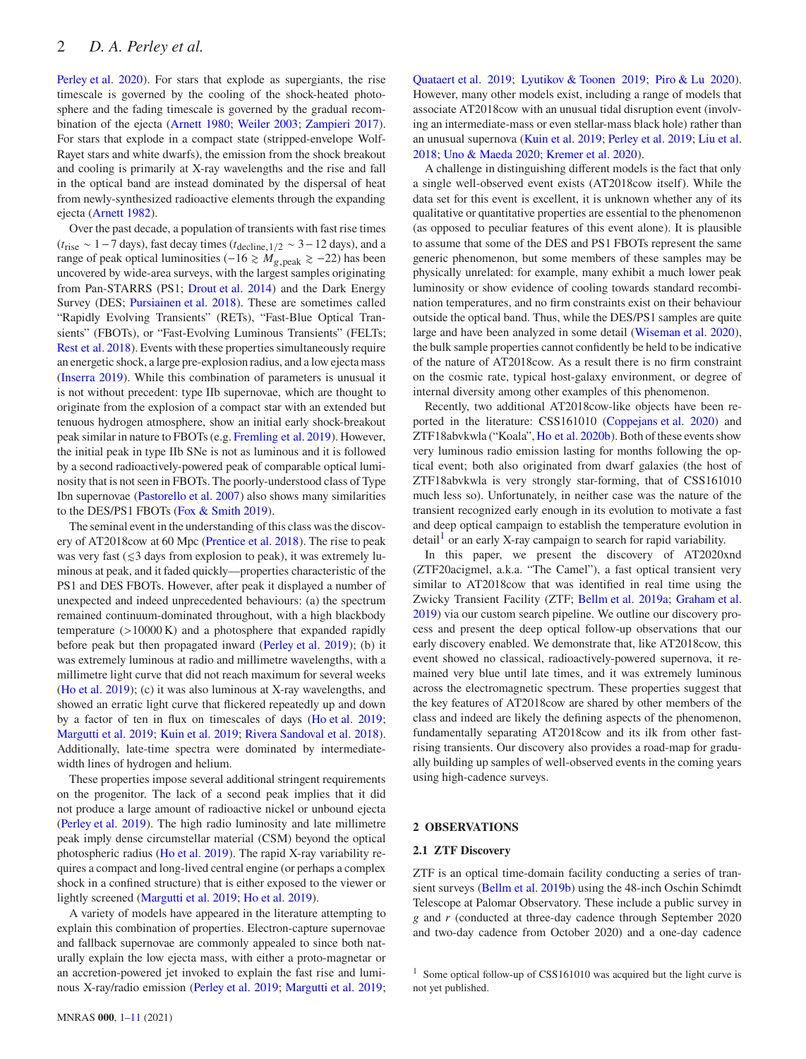Perley et al. 2020). For stars that explode as supergiants, the rise timescale is governed by the cooling of the shock-heated photosphere and the fading timescale is governed by the gradual recombination of the ejecta (Arnett 1980; Weiler 2003; Zampieri 2017). For stars that explode in a compact state (stripped-envelope Wolf-Rayet stars and white dwarfs), the emission from the shock breakout and cooling is primarily at X-ray wavelengths and the rise and fall in the optical band are instead dominated by the dispersal of heat from newly-synthesized radioactive elements through the expanding ejecta (Arnett 1982).

Over the past decade, a population of transients with fast rise times ($t_{\rm rise} \sim 1-7$ days), fast decay times ($t_{\rm decline,1/2} \sim 3-12$ days), and a range of peak optical luminosities ($-16 \gtrsim M_{g,\rm peak} \gtrsim -22$) has been uncovered by wide-area surveys, with the largest samples originating from Pan-STARRS (PS1; Drout et al. 2014) and the Dark Energy Survey (DES; Pursiainen et al. 2018). These are sometimes called "Rapidly Evolving Transients" (RETs), "Fast-Blue Optical Transients" (FBOTs), or "Fast-Evolving Luminous Transients" (FELTs; Rest et al. 2018). Events with these properties simultaneously require an energetic shock, a large pre-explosion radius, and a low ejecta mass (Inserra 2019). While this combination of parameters is unusual it is not without precedent: type IIb supernovae, which are thought to originate from the explosion of a compact star with an extended but tenuous hydrogen atmosphere, show an initial early shock-breakout peak similar in nature to FBOTs (e.g. Fremling et al. 2019). However, the initial peak in type IIb SNe is not as luminous and it is followed by a second radioactively-powered peak of comparable optical luminosity that is not seen in FBOTs. The poorly-understood class of Type Ibn supernovae (Pastorello et al. 2007) also shows many similarities to the DES/PS1 FBOTs (Fox & Smith 2019).

The seminal event in the understanding of this class was the discovery of AT2018cow at 60 Mpc (Prentice et al. 2018). The rise to peak was very fast ($\lesssim$3 days from explosion to peak), it was extremely luminous at peak, and it faded quickly—properties characteristic of the PS1 and DES FBOTs. However, after peak it displayed a number of unexpected and indeed unprecedented behaviours: (a) the spectrum remained continuum-dominated throughout, with a high blackbody temperature (>10000 K) and a photosphere that expanded rapidly before peak but then propagated inward (Perley et al. 2019); (b) it was extremely luminous at radio and millimetre wavelengths, with a millimetre light curve that did not reach maximum for several weeks (Ho et al. 2019); (c) it was also luminous at X-ray wavelengths, and showed an erratic light curve that flickered repeatedly up and down by a factor of ten in flux on timescales of days (Ho et al. 2019; Margutti et al. 2019; Kuin et al. 2019; Rivera Sandoval et al. 2018). Additionally, late-time spectra were dominated by intermediate-width lines of hydrogen and helium.

These properties impose several additional stringent requirements on the progenitor. The lack of a second peak implies that it did not produce a large amount of radioactive nickel or unbound ejecta (Perley et al. 2019). The high radio luminosity and late millimetre peak imply dense circumstellar material (CSM) beyond the optical photospheric radius (Ho et al. 2019). The rapid X-ray variability requires a compact and long-lived central engine (or perhaps a complex shock in a confined structure) that is either exposed to the viewer or lightly screened (Margutti et al. 2019; Ho et al. 2019).

A variety of models have appeared in the literature attempting to explain this combination of properties. Electron-capture supernovae and fallback supernovae are commonly appealed to since both naturally explain the low ejecta mass, with either a proto-magnetar or an accretion-powered jet invoked to explain the fast rise and luminous X-ray/radio emission (Perley et al. 2019; Margutti et al. 2019; Quataert et al. 2019; Lyutikov & Toonen 2019; Piro & Lu 2020). However, many other models exist, including a range of models that associate AT2018cow with an unusual tidal disruption event (involving an intermediate-mass or even stellar-mass black hole) rather than an unusual supernova (Kuin et al. 2019; Perley et al. 2019; Liu et al. 2018; Uno & Maeda 2020; Kremer et al. 2020).

A challenge in distinguishing different models is the fact that only a single well-observed event exists (AT2018cow itself). While the data set for this event is excellent, it is unknown whether any of its qualitative or quantitative properties are essential to the phenomenon (as opposed to peculiar features of this event alone). It is plausible to assume that some of the DES and PS1 FBOTs represent the same generic phenomenon, but some members of these samples may be physically unrelated: for example, many exhibit a much lower peak luminosity or show evidence of cooling towards standard recombination temperatures, and no firm constraints exist on their behaviour outside the optical band. Thus, while the DES/PS1 samples are quite large and have been analyzed in some detail (Wiseman et al. 2020), the bulk sample properties cannot confidently be held to be indicative of the nature of AT2018cow. As a result there is no firm constraint on the cosmic rate, typical host-galaxy environment, or degree of internal diversity among other examples of this phenomenon.

Recently, two additional AT2018cow-like objects have been reported in the literature: CSS161010 (Coppejans et al. 2020) and ZTF18abvkwla ("Koala", Ho et al. 2020b). Both of these events show very luminous radio emission lasting for months following the optical event; both also originated from dwarf galaxies (the host of ZTF18abvkwla is very strongly star-forming, that of CSS161010 much less so). Unfortunately, in neither case was the nature of the transient recognized early enough in its evolution to motivate a fast and deep optical campaign to establish the temperature evolution in detail[1] or an early X-ray campaign to search for rapid variability.

In this paper, we present the discovery of AT2020xnd (ZTF20acigmel, a.k.a. "The Camel"), a fast optical transient very similar to AT2018cow that was identified in real time using the Zwicky Transient Facility (ZTF; Bellm et al. 2019a; Graham et al. 2019) via our custom search pipeline. We outline our discovery process and present the deep optical follow-up observations that our early discovery enabled. We demonstrate that, like AT2018cow, this event showed no classical, radioactively-powered supernova, it remained very blue until late times, and it was extremely luminous across the electromagnetic spectrum. These properties suggest that the key features of AT2018cow are shared by other members of the class and indeed are likely the defining aspects of the phenomenon, fundamentally separating AT2018cow and its ilk from other fast-rising transients. Our discovery also provides a road-map for gradually building up samples of well-observed events in the coming years using high-cadence surveys.

## 2 OBSERVATIONS

### 2.1 ZTF Discovery

ZTF is an optical time-domain facility conducting a series of transient surveys (Bellm et al. 2019b) using the 48-inch Oschin Schmidt Telescope at Palomar Observatory. These include a public survey in $g$ and $r$ (conducted at three-day cadence through September 2020 and two-day cadence from October 2020) and a one-day cadence

[1] Some optical follow-up of CSS161010 was acquired but the light curve is not yet published.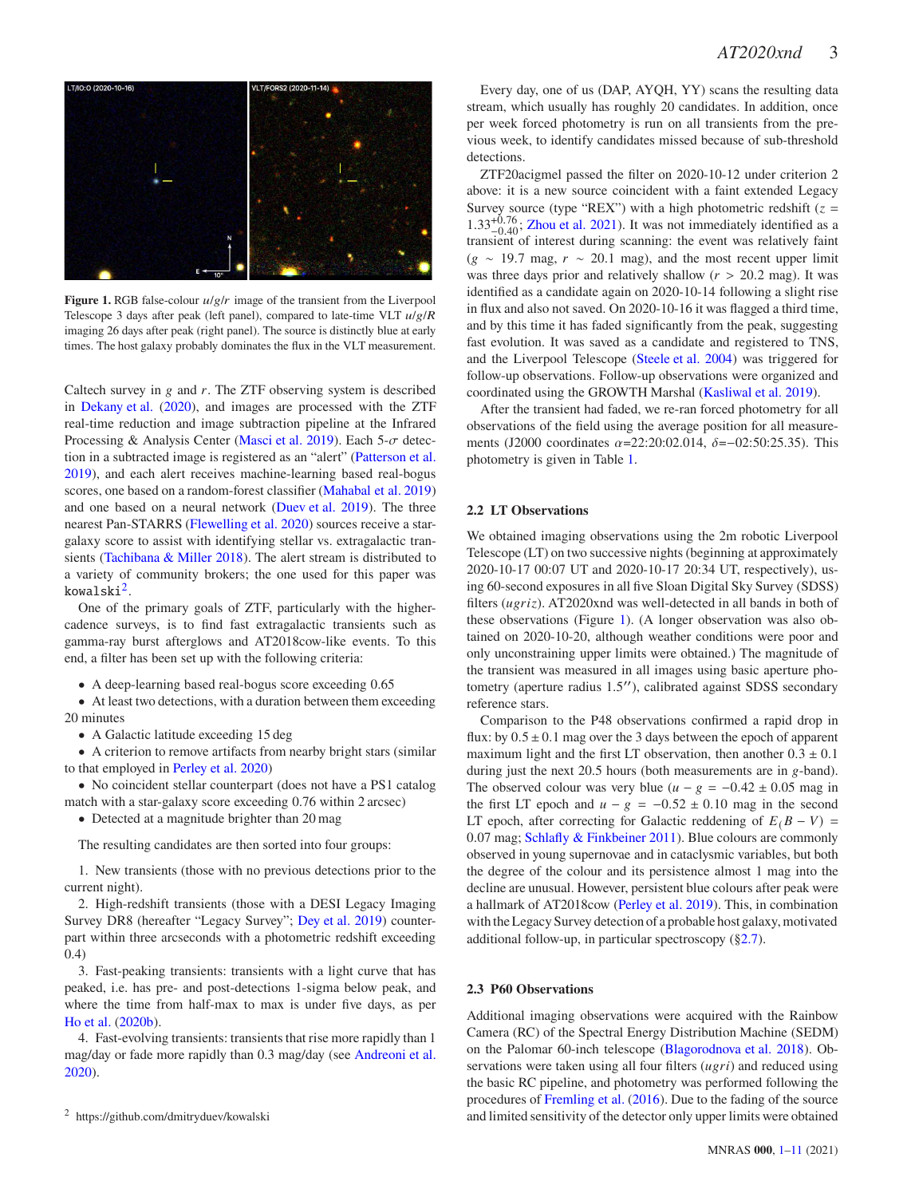LT/IO:O (2020-10-16)

VLT/FORS2 (2020-11-14)

N

E

10″

**Figure 1.** RGB false-colour $u/g/r$ image of the transient from the Liverpool Telescope 3 days after peak (left panel), compared to late-time VLT $u/g/R$ imaging 26 days after peak (right panel). The source is distinctly blue at early times. The host galaxy probably dominates the flux in the VLT measurement.

Caltech survey in $g$ and $r$. The ZTF observing system is described in Dekany et al. (2020), and images are processed with the ZTF real-time reduction and image subtraction pipeline at the Infrared Processing & Analysis Center (Masci et al. 2019). Each 5-$\sigma$ detection in a subtracted image is registered as an "alert" (Patterson et al. 2019), and each alert receives machine-learning based real-bogus scores, one based on a random-forest classifier (Mahabal et al. 2019) and one based on a neural network (Duev et al. 2019). The three nearest Pan-STARRS (Flewelling et al. 2020) sources receive a star-galaxy score to assist with identifying stellar vs. extragalactic transients (Tachibana & Miller 2018). The alert stream is distributed to a variety of community brokers; the one used for this paper was `kowalski`[2].

One of the primary goals of ZTF, particularly with the higher-cadence surveys, is to find fast extragalactic transients such as gamma-ray burst afterglows and AT2018cow-like events. To this end, a filter has been set up with the following criteria:

- A deep-learning based real-bogus score exceeding 0.65
- At least two detections, with a duration between them exceeding 20 minutes
- A Galactic latitude exceeding 15 deg
- A criterion to remove artifacts from nearby bright stars (similar to that employed in Perley et al. 2020)
- No coincident stellar counterpart (does not have a PS1 catalog match with a star-galaxy score exceeding 0.76 within 2 arcsec)
- Detected at a magnitude brighter than 20 mag

The resulting candidates are then sorted into four groups:

1. New transients (those with no previous detections prior to the current night).
2. High-redshift transients (those with a DESI Legacy Imaging Survey DR8 (hereafter "Legacy Survey"; Dey et al. 2019) counterpart within three arcseconds with a photometric redshift exceeding 0.4)
3. Fast-peaking transients: transients with a light curve that has peaked, i.e. has pre- and post-detections 1-sigma below peak, and where the time from half-max to max is under five days, as per Ho et al. (2020b).
4. Fast-evolving transients: transients that rise more rapidly than 1 mag/day or fade more rapidly than 0.3 mag/day (see Andreoni et al. 2020).

[2] https://github.com/dmitryduev/kowalski

Every day, one of us (DAP, AYQH, YY) scans the resulting data stream, which usually has roughly 20 candidates. In addition, once per week forced photometry is run on all transients from the previous week, to identify candidates missed because of sub-threshold detections.

ZTF20acigmel passed the filter on 2020-10-12 under criterion 2 above: it is a new source coincident with a faint extended Legacy Survey source (type "REX") with a high photometric redshift ($z = 1.33^{+0.76}_{-0.40}$; Zhou et al. 2021). It was not immediately identified as a transient of interest during scanning: the event was relatively faint ($g \sim 19.7$ mag, $r \sim 20.1$ mag), and the most recent upper limit was three days prior and relatively shallow ($r > 20.2$ mag). It was identified as a candidate again on 2020-10-14 following a slight rise in flux and also not saved. On 2020-10-16 it was flagged a third time, and by this time it has faded significantly from the peak, suggesting fast evolution. It was saved as a candidate and registered to TNS, and the Liverpool Telescope (Steele et al. 2004) was triggered for follow-up observations. Follow-up observations were organized and coordinated using the GROWTH Marshal (Kasliwal et al. 2019).

After the transient had faded, we re-ran forced photometry for all observations of the field using the average position for all measurements (J2000 coordinates $\alpha$=22:20:02.014, $\delta$=−02:50:25.35). This photometry is given in Table 1.

## 2.2 LT Observations

We obtained imaging observations using the 2m robotic Liverpool Telescope (LT) on two successive nights (beginning at approximately 2020-10-17 00:07 UT and 2020-10-17 20:34 UT, respectively), using 60-second exposures in all five Sloan Digital Sky Survey (SDSS) filters ($ugriz$). AT2020xnd was well-detected in all bands in both of these observations (Figure 1). (A longer observation was also obtained on 2020-10-20, although weather conditions were poor and only unconstraining upper limits were obtained.) The magnitude of the transient was measured in all images using basic aperture photometry (aperture radius 1.5″), calibrated against SDSS secondary reference stars.

Comparison to the P48 observations confirmed a rapid drop in flux: by $0.5 \pm 0.1$ mag over the 3 days between the epoch of apparent maximum light and the first LT observation, then another $0.3 \pm 0.1$ during just the next 20.5 hours (both measurements are in $g$-band). The observed colour was very blue ($u - g = -0.42 \pm 0.05$ mag in the first LT epoch and $u - g = -0.52 \pm 0.10$ mag in the second LT epoch, after correcting for Galactic reddening of $E(B - V) = 0.07$ mag; Schlafly & Finkbeiner 2011). Blue colours are commonly observed in young supernovae and in cataclysmic variables, but both the degree of the colour and its persistence almost 1 mag into the decline are unusual. However, persistent blue colours after peak were a hallmark of AT2018cow (Perley et al. 2019). This, in combination with the Legacy Survey detection of a probable host galaxy, motivated additional follow-up, in particular spectroscopy (§2.7).

## 2.3 P60 Observations

Additional imaging observations were acquired with the Rainbow Camera (RC) of the Spectral Energy Distribution Machine (SEDM) on the Palomar 60-inch telescope (Blagorodnova et al. 2018). Observations were taken using all four filters ($ugri$) and reduced using the basic RC pipeline, and photometry was performed following the procedures of Fremling et al. (2016). Due to the fading of the source and limited sensitivity of the detector only upper limits were obtained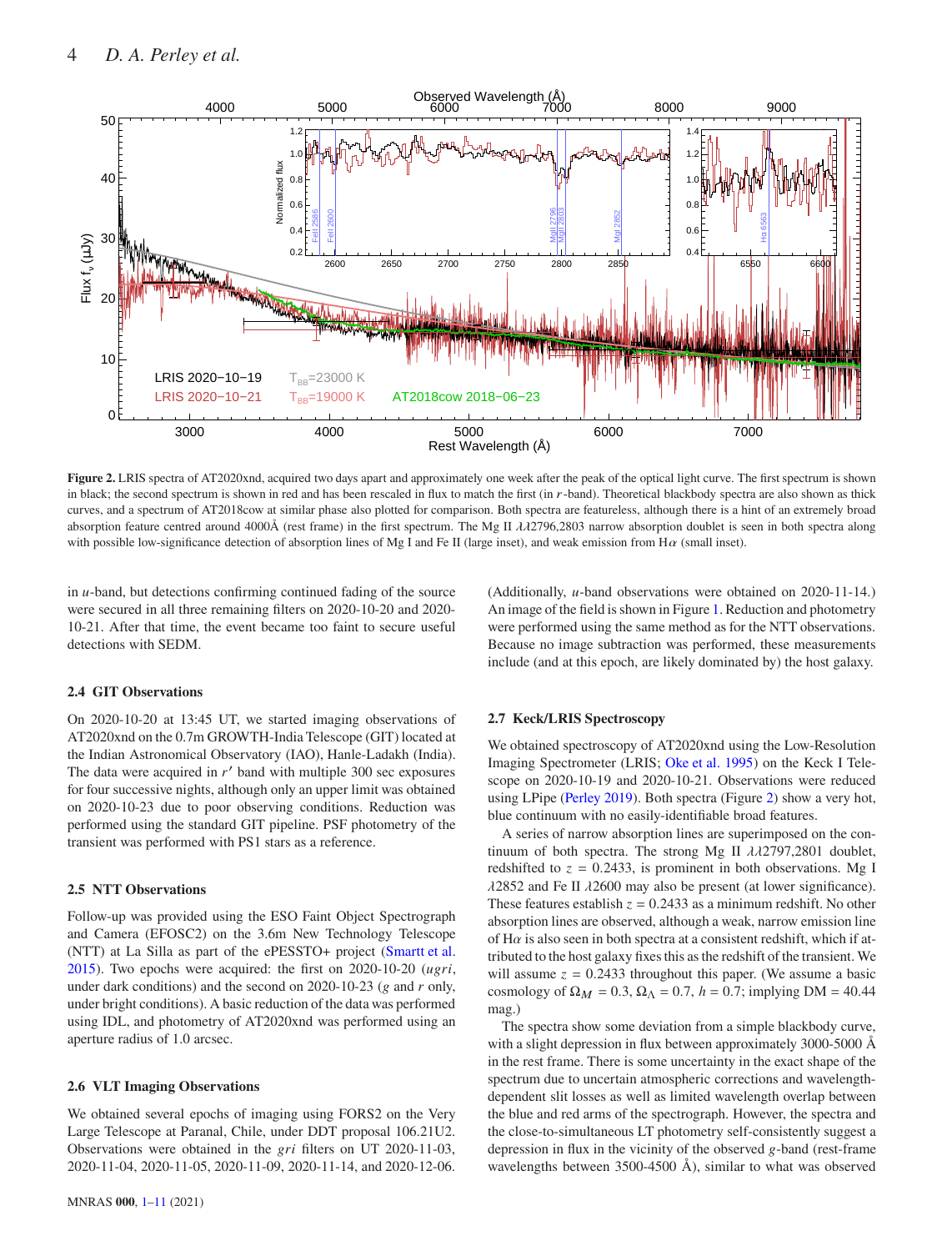Observed Wavelength (Å)
4000 5000 6000 7000 8000 9000
Flux $f_\nu$ (μJy)
Rest Wavelength (Å)
3000 4000 5000 6000 7000
Normalized flux
FeII 2586 FeII 2600 MgII 2796 MgII 2803 MgI 2852
Hα 6563
LRIS 2020−10−19
LRIS 2020−10−21
$T_{BB}$=23000 K
$T_{BB}$=19000 K
AT2018cow 2018−06−23

**Figure 2.** LRIS spectra of AT2020xnd, acquired two days apart and approximately one week after the peak of the optical light curve. The first spectrum is shown in black; the second spectrum is shown in red and has been rescaled in flux to match the first (in $r$-band). Theoretical blackbody spectra are also shown as thick curves, and a spectrum of AT2018cow at similar phase also plotted for comparison. Both spectra are featureless, although there is a hint of an extremely broad absorption feature centred around 4000Å (rest frame) in the first spectrum. The Mg II $\lambda\lambda$2796,2803 narrow absorption doublet is seen in both spectra along with possible low-significance detection of absorption lines of Mg I and Fe II (large inset), and weak emission from H$\alpha$ (small inset).

in $u$-band, but detections confirming continued fading of the source were secured in all three remaining filters on 2020-10-20 and 2020-10-21. After that time, the event became too faint to secure useful detections with SEDM.

### 2.4 GIT Observations

On 2020-10-20 at 13:45 UT, we started imaging observations of AT2020xnd on the 0.7m GROWTH-India Telescope (GIT) located at the Indian Astronomical Observatory (IAO), Hanle-Ladakh (India). The data were acquired in $r'$ band with multiple 300 sec exposures for four successive nights, although only an upper limit was obtained on 2020-10-23 due to poor observing conditions. Reduction was performed using the standard GIT pipeline. PSF photometry of the transient was performed with PS1 stars as a reference.

### 2.5 NTT Observations

Follow-up was provided using the ESO Faint Object Spectrograph and Camera (EFOSC2) on the 3.6m New Technology Telescope (NTT) at La Silla as part of the ePESSTO+ project (Smartt et al. 2015). Two epochs were acquired: the first on 2020-10-20 ($ugri$, under dark conditions) and the second on 2020-10-23 ($g$ and $r$ only, under bright conditions). A basic reduction of the data was performed using IDL, and photometry of AT2020xnd was performed using an aperture radius of 1.0 arcsec.

### 2.6 VLT Imaging Observations

We obtained several epochs of imaging using FORS2 on the Very Large Telescope at Paranal, Chile, under DDT proposal 106.21U2. Observations were obtained in the $gri$ filters on UT 2020-11-03, 2020-11-04, 2020-11-05, 2020-11-09, 2020-11-14, and 2020-12-06. (Additionally, $u$-band observations were obtained on 2020-11-14.) An image of the field is shown in Figure 1. Reduction and photometry were performed using the same method as for the NTT observations. Because no image subtraction was performed, these measurements include (and at this epoch, are likely dominated by) the host galaxy.

### 2.7 Keck/LRIS Spectroscopy

We obtained spectroscopy of AT2020xnd using the Low-Resolution Imaging Spectrometer (LRIS; Oke et al. 1995) on the Keck I Telescope on 2020-10-19 and 2020-10-21. Observations were reduced using LPipe (Perley 2019). Both spectra (Figure 2) show a very hot, blue continuum with no easily-identifiable broad features.

A series of narrow absorption lines are superimposed on the continuum of both spectra. The strong Mg II $\lambda\lambda$2797,2801 doublet, redshifted to $z$ = 0.2433, is prominent in both observations. Mg I $\lambda$2852 and Fe II $\lambda$2600 may also be present (at lower significance). These features establish $z$ = 0.2433 as a minimum redshift. No other absorption lines are observed, although a weak, narrow emission line of H$\alpha$ is also seen in both spectra at a consistent redshift, which if attributed to the host galaxy fixes this as the redshift of the transient. We will assume $z$ = 0.2433 throughout this paper. (We assume a basic cosmology of $\Omega_M$ = 0.3, $\Omega_\Lambda$ = 0.7, $h$ = 0.7; implying DM = 40.44 mag.)

The spectra show some deviation from a simple blackbody curve, with a slight depression in flux between approximately 3000-5000 Å in the rest frame. There is some uncertainty in the exact shape of the spectrum due to uncertain atmospheric corrections and wavelength-dependent slit losses as well as limited wavelength overlap between the blue and red arms of the spectrograph. However, the spectra and the close-to-simultaneous LT photometry self-consistently suggest a depression in flux in the vicinity of observed $g$-band (rest-frame wavelengths between 3500-4500 Å), similar to what was observed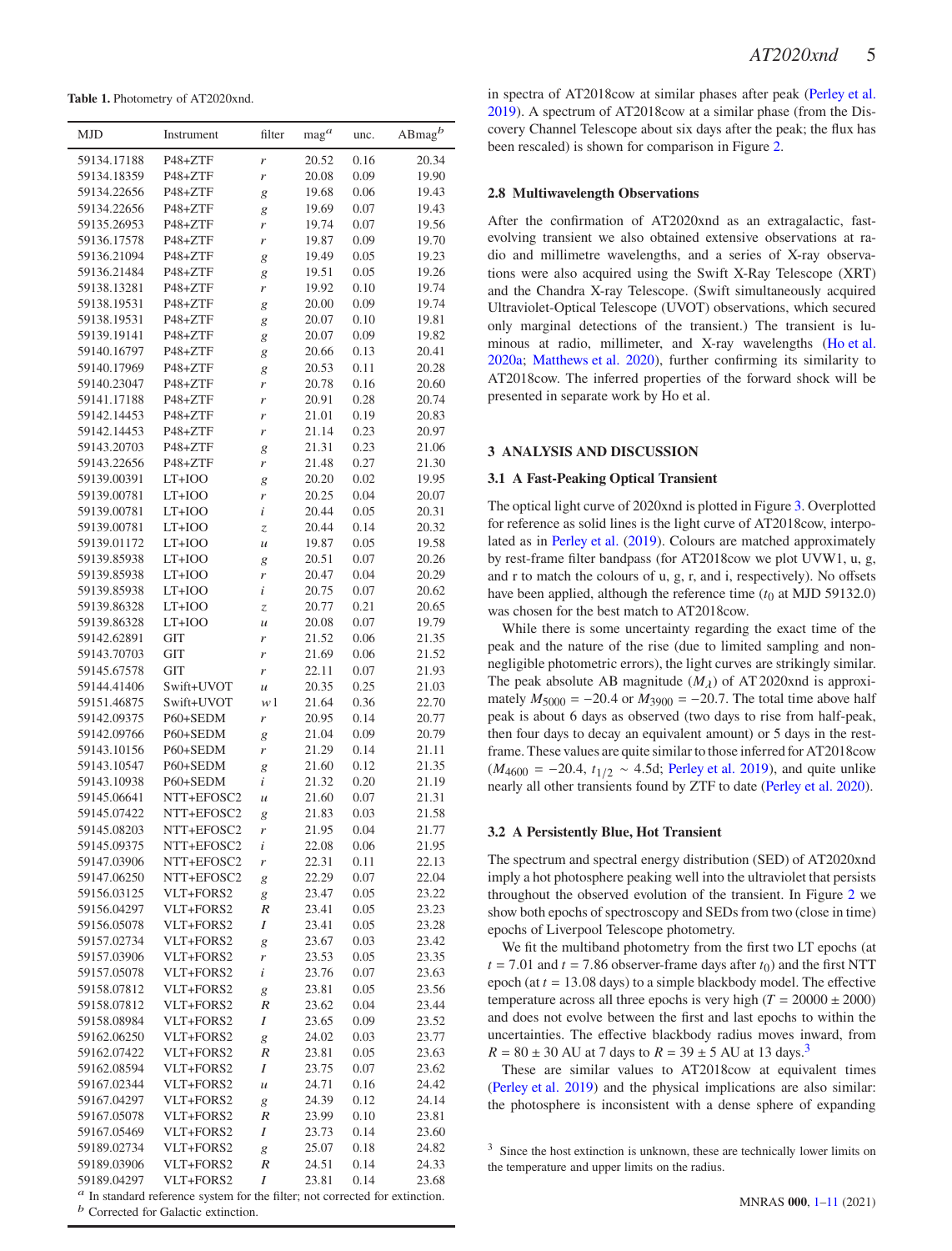**Table 1.** Photometry of AT2020xnd.

| MJD | Instrument | filter | mag$^a$ | unc. | ABmag$^b$ |
|---|---|---|---|---|---|
| 59134.17188 | P48+ZTF | $r$ | 20.52 | 0.16 | 20.34 |
| 59134.18359 | P48+ZTF | $r$ | 20.08 | 0.09 | 19.90 |
| 59134.22656 | P48+ZTF | $g$ | 19.68 | 0.06 | 19.43 |
| 59134.22656 | P48+ZTF | $g$ | 19.69 | 0.07 | 19.43 |
| 59135.26953 | P48+ZTF | $r$ | 19.74 | 0.07 | 19.56 |
| 59136.17578 | P48+ZTF | $r$ | 19.87 | 0.09 | 19.70 |
| 59136.21094 | P48+ZTF | $g$ | 19.49 | 0.05 | 19.23 |
| 59136.21484 | P48+ZTF | $g$ | 19.51 | 0.05 | 19.26 |
| 59138.13281 | P48+ZTF | $r$ | 19.92 | 0.10 | 19.74 |
| 59138.19531 | P48+ZTF | $g$ | 20.00 | 0.09 | 19.74 |
| 59138.19531 | P48+ZTF | $g$ | 20.07 | 0.10 | 19.81 |
| 59139.19141 | P48+ZTF | $g$ | 20.07 | 0.09 | 19.82 |
| 59140.16797 | P48+ZTF | $g$ | 20.66 | 0.13 | 20.41 |
| 59140.17969 | P48+ZTF | $g$ | 20.53 | 0.11 | 20.28 |
| 59140.23047 | P48+ZTF | $r$ | 20.78 | 0.16 | 20.60 |
| 59141.17188 | P48+ZTF | $r$ | 20.91 | 0.28 | 20.74 |
| 59142.14453 | P48+ZTF | $r$ | 21.01 | 0.19 | 20.83 |
| 59142.14453 | P48+ZTF | $r$ | 21.14 | 0.23 | 20.97 |
| 59143.20703 | P48+ZTF | $g$ | 21.31 | 0.23 | 21.06 |
| 59143.22656 | P48+ZTF | $r$ | 21.48 | 0.27 | 21.30 |
| 59139.00391 | LT+IOO | $g$ | 20.20 | 0.02 | 19.95 |
| 59139.00781 | LT+IOO | $r$ | 20.25 | 0.04 | 20.07 |
| 59139.00781 | LT+IOO | $i$ | 20.44 | 0.05 | 20.31 |
| 59139.00781 | LT+IOO | $z$ | 20.44 | 0.14 | 20.32 |
| 59139.01172 | LT+IOO | $u$ | 19.87 | 0.05 | 19.58 |
| 59139.85938 | LT+IOO | $g$ | 20.51 | 0.07 | 20.26 |
| 59139.85938 | LT+IOO | $r$ | 20.47 | 0.04 | 20.29 |
| 59139.85938 | LT+IOO | $i$ | 20.75 | 0.07 | 20.62 |
| 59139.86328 | LT+IOO | $z$ | 20.77 | 0.21 | 20.65 |
| 59139.86328 | LT+IOO | $u$ | 20.08 | 0.07 | 19.79 |
| 59142.62891 | GIT | $r$ | 21.52 | 0.06 | 21.35 |
| 59143.70703 | GIT | $r$ | 21.69 | 0.06 | 21.52 |
| 59145.67578 | GIT | $r$ | 22.11 | 0.07 | 21.93 |
| 59144.41406 | Swift+UVOT | $u$ | 20.35 | 0.25 | 21.03 |
| 59151.46875 | Swift+UVOT | $w1$ | 21.64 | 0.36 | 22.70 |
| 59142.09375 | P60+SEDM | $r$ | 20.95 | 0.14 | 20.77 |
| 59142.09766 | P60+SEDM | $g$ | 21.04 | 0.09 | 20.79 |
| 59143.10156 | P60+SEDM | $r$ | 21.29 | 0.14 | 21.11 |
| 59143.10547 | P60+SEDM | $g$ | 21.60 | 0.12 | 21.35 |
| 59143.10938 | P60+SEDM | $i$ | 21.32 | 0.20 | 21.19 |
| 59145.06641 | NTT+EFOSC2 | $u$ | 21.60 | 0.07 | 21.31 |
| 59145.07422 | NTT+EFOSC2 | $g$ | 21.83 | 0.03 | 21.58 |
| 59145.08203 | NTT+EFOSC2 | $r$ | 21.95 | 0.04 | 21.77 |
| 59145.09375 | NTT+EFOSC2 | $i$ | 22.08 | 0.06 | 21.95 |
| 59147.03906 | NTT+EFOSC2 | $r$ | 22.31 | 0.11 | 22.13 |
| 59147.06250 | NTT+EFOSC2 | $g$ | 22.29 | 0.07 | 22.04 |
| 59156.03125 | VLT+FORS2 | $g$ | 23.47 | 0.05 | 23.22 |
| 59156.04297 | VLT+FORS2 | $R$ | 23.41 | 0.05 | 23.23 |
| 59156.05078 | VLT+FORS2 | $I$ | 23.41 | 0.05 | 23.28 |
| 59157.02734 | VLT+FORS2 | $g$ | 23.67 | 0.03 | 23.42 |
| 59157.03906 | VLT+FORS2 | $r$ | 23.53 | 0.05 | 23.35 |
| 59157.05078 | VLT+FORS2 | $i$ | 23.76 | 0.07 | 23.63 |
| 59158.07812 | VLT+FORS2 | $g$ | 23.81 | 0.05 | 23.56 |
| 59158.07812 | VLT+FORS2 | $R$ | 23.62 | 0.04 | 23.44 |
| 59158.08984 | VLT+FORS2 | $I$ | 23.65 | 0.09 | 23.52 |
| 59162.06250 | VLT+FORS2 | $g$ | 24.02 | 0.03 | 23.77 |
| 59162.07422 | VLT+FORS2 | $R$ | 23.81 | 0.05 | 23.63 |
| 59162.08594 | VLT+FORS2 | $I$ | 23.75 | 0.07 | 23.62 |
| 59167.02344 | VLT+FORS2 | $u$ | 24.71 | 0.16 | 24.42 |
| 59167.04297 | VLT+FORS2 | $g$ | 24.39 | 0.12 | 24.14 |
| 59167.05078 | VLT+FORS2 | $R$ | 23.99 | 0.10 | 23.81 |
| 59167.05469 | VLT+FORS2 | $I$ | 23.73 | 0.14 | 23.60 |
| 59189.02734 | VLT+FORS2 | $g$ | 25.07 | 0.18 | 24.82 |
| 59189.03906 | VLT+FORS2 | $R$ | 24.51 | 0.14 | 24.33 |
| 59189.04297 | VLT+FORS2 | $I$ | 23.81 | 0.14 | 23.68 |

$^a$ In standard reference system for the filter; not corrected for extinction.
$^b$ Corrected for Galactic extinction.

in spectra of AT2018cow at similar phases after peak (Perley et al. 2019). A spectrum of AT2018cow at a similar phase (from the Discovery Channel Telescope about six days after the peak; the flux has been rescaled) is shown for comparison in Figure 2.

### 2.8 Multiwavelength Observations

After the confirmation of AT2020xnd as an extragalactic, fast-evolving transient we also obtained extensive observations at radio and millimetre wavelengths, and a series of X-ray observations were also acquired using the Swift X-Ray Telescope (XRT) and the Chandra X-ray Telescope. (Swift simultaneously acquired Ultraviolet-Optical Telescope (UVOT) observations, which secured only marginal detections of the transient.) The transient is luminous at radio, millimeter, and X-ray wavelengths (Ho et al. 2020a; Matthews et al. 2020), further confirming its similarity to AT2018cow. The inferred properties of the forward shock will be presented in separate work by Ho et al.

## 3 ANALYSIS AND DISCUSSION

### 3.1 A Fast-Peaking Optical Transient

The optical light curve of 2020xnd is plotted in Figure 3. Overplotted for reference as solid lines is the light curve of AT2018cow, interpolated as in Perley et al. (2019). Colours are matched approximately by rest-frame filter bandpass (for AT2018cow we plot UVW1, u, g, and r to match the colours of u, g, r, and i, respectively). No offsets have been applied, although the reference time ($t_0$ at MJD 59132.0) was chosen for the best match to AT2018cow.

While there is some uncertainty regarding the exact time of the peak and the nature of the rise (due to limited sampling and non-negligible photometric errors), the light curves are strikingly similar. The peak absolute AB magnitude ($M_\lambda$) of AT 2020xnd is approximately $M_{5000} = -20.4$ or $M_{3900} = -20.7$. The total time above half peak is about 6 days as observed (two days to rise from half-peak, then four days to decay an equivalent amount) or 5 days in the rest-frame. These values are quite similar to those inferred for AT2018cow ($M_{4600} = -20.4$, $t_{1/2} \sim 4.5$d; Perley et al. 2019), and quite unlike nearly all other transients found by ZTF to date (Perley et al. 2020).

### 3.2 A Persistently Blue, Hot Transient

The spectrum and spectral energy distribution (SED) of AT2020xnd imply a hot photosphere peaking well into the ultraviolet that persists throughout the observed evolution of the transient. In Figure 2 we show both epochs of spectroscopy and SEDs from two (close in time) epochs of Liverpool Telescope photometry.

We fit the multiband photometry from the first two LT epochs (at $t = 7.01$ and $t = 7.86$ observer-frame days after $t_0$) and the first NTT epoch (at $t = 13.08$ days) to a simple blackbody model. The effective temperature across all three epochs is very high ($T = 20000 \pm 2000$) and does not evolve between the first and last epochs to within the uncertainties. The effective blackbody radius moves inward, from $R = 80 \pm 30$ AU at 7 days to $R = 39 \pm 5$ AU at 13 days.[3]

These are similar values to AT2018cow at equivalent times (Perley et al. 2019) and the physical implications are also similar: the photosphere is inconsistent with a dense sphere of expanding

[3] Since the host extinction is unknown, these are technically lower limits on the temperature and upper limits on the radius.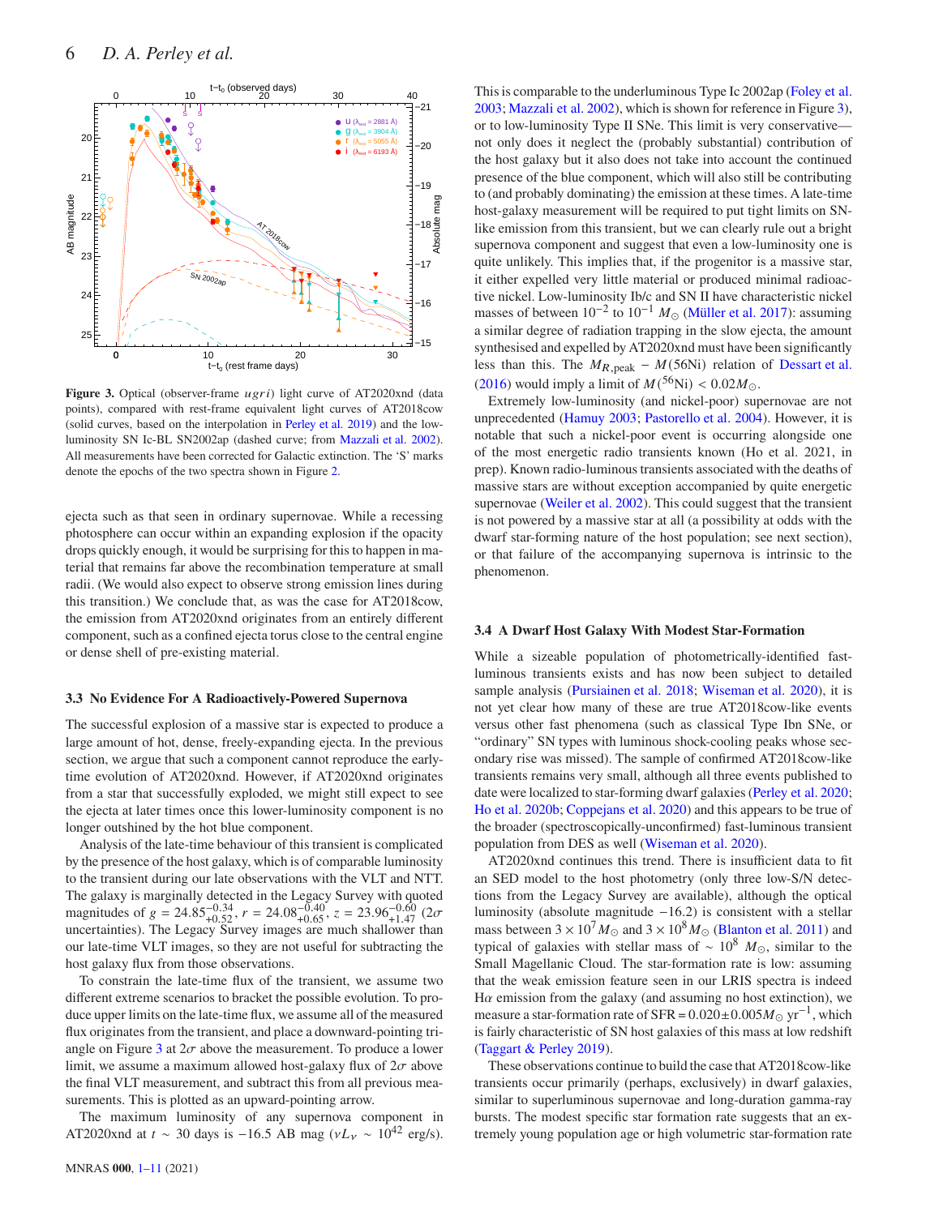t−t$_0$ (observed days)
0 10 20 30 40
AB magnitude
Absolute mag
20 21 22 23 24 25
−21 −20 −19 −18 −17 −16 −15
u ($\lambda_{rest}$ = 2881 Å)
g ($\lambda_{rest}$ = 3904 Å)
r ($\lambda_{rest}$ = 5055 Å)
i ($\lambda_{rest}$ = 6193 Å)
S S
AT 2018cow
SN 2002ap
t−t$_0$ (rest frame days)
0 10 20 30

**Figure 3.** Optical (observer-frame *ugri*) light curve of AT2020xnd (data points), compared with rest-frame equivalent light curves of AT2018cow (solid curves, based on the interpolation in Perley et al. 2019) and the low-luminosity SN Ic-BL SN2002ap (dashed curve; from Mazzali et al. 2002). All measurements have been corrected for Galactic extinction. The 'S' marks denote the epochs of the two spectra shown in Figure 2.

ejecta such as that seen in ordinary supernovae. While a recessing photosphere can occur within an expanding explosion if the opacity drops quickly enough, it would be surprising for this to happen in material that remains far above the recombination temperature at small radii. (We would also expect to observe strong emission lines during this transition.) We conclude that, as was the case for AT2018cow, the emission from AT2020xnd originates from an entirely different component, such as a confined ejecta torus close to the central engine or dense shell of pre-existing material.

### 3.3 No Evidence For A Radioactively-Powered Supernova

The successful explosion of a massive star is expected to produce a large amount of hot, dense, freely-expanding ejecta. In the previous section, we argue that such a component cannot reproduce the early-time evolution of AT2020xnd. However, if AT2020xnd originates from a star that successfully exploded, we might still expect to see the ejecta at later times once this lower-luminosity component is no longer outshined by the hot blue component.

Analysis of the late-time behaviour of this transient is complicated by the presence of the host galaxy, which is of comparable luminosity to the transient during our late observations with the VLT and NTT. The galaxy is marginally detected in the Legacy Survey with quoted magnitudes of $g = 24.85^{-0.34}_{+0.52}$, $r = 24.08^{-0.40}_{+0.65}$, $z = 23.96^{-0.60}_{+1.47}$ (2$\sigma$ uncertainties). The Legacy Survey images are much shallower than our late-time VLT images, so they are not useful for subtracting the host galaxy flux from those observations.

To constrain the late-time flux of the transient, we assume two different extreme scenarios to bracket the possible evolution. To produce upper limits on the late-time flux, we assume all of the measured flux originates from the transient, and place a downward-pointing triangle on Figure 3 at 2$\sigma$ above the measurement. To produce a lower limit, we assume a maximum allowed host-galaxy flux of 2$\sigma$ above the final VLT measurement, and subtract this from all previous measurements. This is plotted as an upward-pointing arrow.

The maximum luminosity of any supernova component in AT2020xnd at $t \sim 30$ days is −16.5 AB mag ($\nu L_\nu \sim 10^{42}$ erg/s). This is comparable to the underluminous Type Ic 2002ap (Foley et al. 2003; Mazzali et al. 2002), which is shown for reference in Figure 3), or to low-luminosity Type II SNe. This limit is very conservative—not only does it neglect the (probably substantial) contribution of the host galaxy but it also does not take into account the continued presence of the blue component, which will also still be contributing to (and probably dominating) the emission at these times. A late-time host-galaxy measurement will be required to put tight limits on SN-like emission from this transient, but we can clearly rule out a bright supernova component and suggest that even a low-luminosity one is quite unlikely. This implies that, if the progenitor is a massive star, it either expelled very little material or produced minimal radioactive nickel. Low-luminosity Ib/c and SN II have characteristic nickel masses of between $10^{-2}$ to $10^{-1}$ $M_\odot$ (Müller et al. 2017): assuming a similar degree of radiation trapping in the slow ejecta, the amount synthesised and expelled by AT2020xnd must have been significantly less than this. The $M_{R,\mathrm{peak}} - M(56\mathrm{Ni})$ relation of Dessart et al. (2016) would imply a limit of $M(^{56}\mathrm{Ni}) < 0.02 M_\odot$.

Extremely low-luminosity (and nickel-poor) supernovae are not unprecedented (Hamuy 2003; Pastorello et al. 2004). However, it is notable that such a nickel-poor event is occurring alongside one of the most energetic radio transients known (Ho et al. 2021, in prep). Known radio-luminous transients associated with the deaths of massive stars are without exception accompanied by quite energetic supernovae (Weiler et al. 2002). This could suggest that the transient is not powered by a massive star at all (a possibility at odds with the dwarf star-forming nature of the host population; see next section), or that failure of the accompanying supernova is intrinsic to the phenomenon.

### 3.4 A Dwarf Host Galaxy With Modest Star-Formation

While a sizeable population of photometrically-identified fast-luminous transients exists and has now been subject to detailed sample analysis (Pursiainen et al. 2018; Wiseman et al. 2020), it is not yet clear how many of these are true AT2018cow-like events versus other fast phenomena (such as classical Type Ibn SNe, or "ordinary" SN types with luminous shock-cooling peaks whose secondary rise was missed). The sample of confirmed AT2018cow-like transients remains very small, although all three events published to date were localized to star-forming dwarf galaxies (Perley et al. 2020; Ho et al. 2020b; Coppejans et al. 2020) and this appears to be true of the broader (spectroscopically-unconfirmed) fast-luminous transient population from DES as well (Wiseman et al. 2020).

AT2020xnd continues this trend. There is insufficient data to fit an SED model to the host photometry (only three low-S/N detections from the Legacy Survey are available), although the optical luminosity (absolute magnitude −16.2) is consistent with a stellar mass between $3 \times 10^7 M_\odot$ and $3 \times 10^8 M_\odot$ (Blanton et al. 2011) and typical of galaxies with stellar mass of $\sim 10^8$ $M_\odot$, similar to the Small Magellanic Cloud. The star-formation rate is low: assuming that the weak emission feature seen in our LRIS spectra is indeed H$\alpha$ emission from the galaxy (and assuming no host extinction), we measure a star-formation rate of SFR = $0.020 \pm 0.005 M_\odot$ yr$^{-1}$, which is fairly characteristic of SN host galaxies of this mass at low redshift (Taggart & Perley 2019).

These observations continue to build the case that AT2018cow-like transients occur primarily (perhaps, exclusively) in dwarf galaxies, similar to superluminous supernovae and long-duration gamma-ray bursts. The modest specific star formation rate suggests that an extremely young population age or high volumetric star-formation rate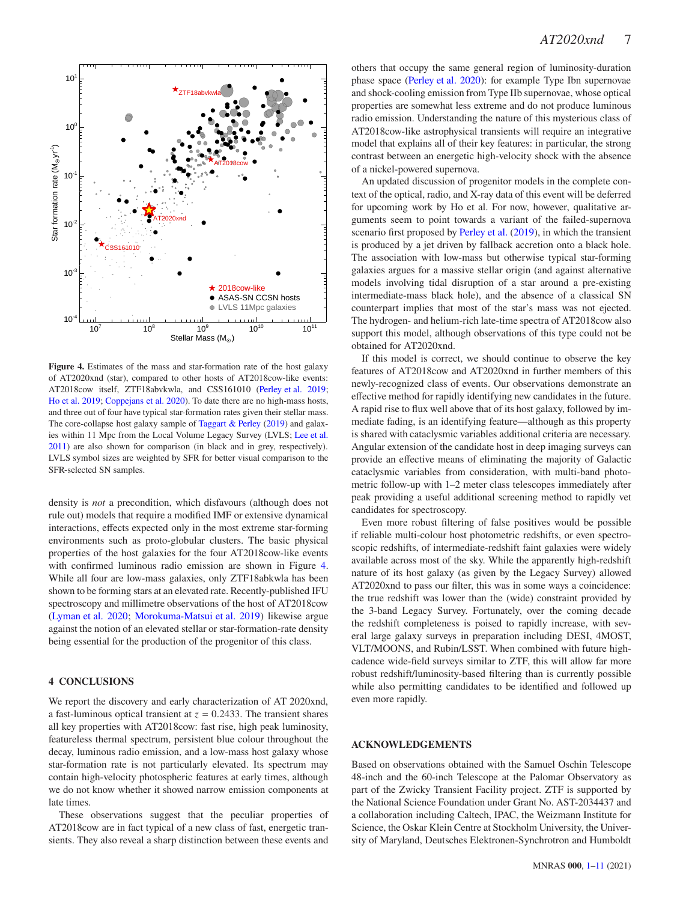Star formation rate ($M_\odot yr^{-1}$)

Stellar Mass ($M_\odot$)

$10^{1}$
$10^{0}$
$10^{-1}$
$10^{-2}$
$10^{-3}$
$10^{-4}$

$10^{7}$
$10^{8}$
$10^{9}$
$10^{10}$
$10^{11}$

ZTF18abvkwla
AT2018cow
AT2020xnd
CSS161010

2018cow-like
ASAS-SN CCSN hosts
LVLS 11Mpc galaxies

**Figure 4.** Estimates of the mass and star-formation rate of the host galaxy of AT2020xnd (star), compared to other hosts of AT2018cow-like events: AT2018cow itself, ZTF18abvkwla, and CSS161010 (Perley et al. 2019; Ho et al. 2019; Coppejans et al. 2020). To date there are no high-mass hosts, and three out of four have typical star-formation rates given their stellar mass. The core-collapse host galaxy sample of Taggart & Perley (2019) and galaxies within 11 Mpc from the Local Volume Legacy Survey (LVLS; Lee et al. 2011) are also shown for comparison (in black and in grey, respectively). LVLS symbol sizes are weighted by SFR for better visual comparison to the SFR-selected SN samples.

density is *not* a precondition, which disfavours (although does not rule out) models that require a modified IMF or extensive dynamical interactions, effects expected only in the most extreme star-forming environments such as proto-globular clusters. The basic physical properties of the host galaxies for the four AT2018cow-like events with confirmed luminous radio emission are shown in Figure 4. While all four are low-mass galaxies, only ZTF18abkwla has been shown to be forming stars at an elevated rate. Recently-published IFU spectroscopy and millimetre observations of the host of AT2018cow (Lyman et al. 2020; Morokuma-Matsui et al. 2019) likewise argue against the notion of an elevated stellar or star-formation-rate density being essential for the production of the progenitor of this class.

## 4 CONCLUSIONS

We report the discovery and early characterization of AT 2020xnd, a fast-luminous optical transient at $z = 0.2433$. The transient shares all key properties with AT2018cow: fast rise, high peak luminosity, featureless thermal spectrum, persistent blue colour throughout the decay, luminous radio emission, and a low-mass host galaxy whose star-formation rate is not particularly elevated. Its spectrum may contain high-velocity photospheric features at early times, although we do not know whether it showed narrow emission components at late times.

These observations suggest that the peculiar properties of AT2018cow are in fact typical of a new class of fast, energetic transients. They also reveal a sharp distinction between these events and others that occupy the same general region of luminosity-duration phase space (Perley et al. 2020): for example Type Ibn supernovae and shock-cooling emission from Type IIb supernovae, whose optical properties are somewhat less extreme and do not produce luminous radio emission. Understanding the nature of this mysterious class of AT2018cow-like astrophysical transients will require an integrative model that explains all of their key features: in particular, the strong contrast between an energetic high-velocity shock with the absence of a nickel-powered supernova.

An updated discussion of progenitor models in the complete context of the optical, radio, and X-ray data of this event will be deferred for upcoming work by Ho et al. For now, however, qualitative arguments seem to point towards a variant of the failed-supernova scenario first proposed by Perley et al. (2019), in which the transient is produced by a jet driven by fallback accretion onto a black hole. The association with low-mass but otherwise typical star-forming galaxies argues for a massive stellar origin (and against alternative models involving tidal disruption of a star around a pre-existing intermediate-mass black hole), and the absence of a classical SN counterpart implies that most of the star's mass was not ejected. The hydrogen- and helium-rich late-time spectra of AT2018cow also support this model, although observations of this type could not be obtained for AT2020xnd.

If this model is correct, we should continue to observe the key features of AT2018cow and AT2020xnd in further members of this newly-recognized class of events. Our observations demonstrate an effective method for rapidly identifying new candidates in the future. A rapid rise to flux well above that of its host galaxy, followed by immediate fading, is an identifying feature—although as this property is shared with cataclysmic variables additional criteria are necessary. Angular extension of the candidate host in deep imaging surveys can provide an effective means of eliminating the majority of Galactic cataclysmic variables from consideration, with multi-band photometric follow-up with 1–2 meter class telescopes immediately after peak providing a useful additional screening method to rapidly vet candidates for spectroscopy.

Even more robust filtering of false positives would be possible if reliable multi-colour host photometric redshifts, or even spectroscopic redshifts, of intermediate-redshift faint galaxies were widely available across most of the sky. While the apparently high-redshift nature of its host galaxy (as given by the Legacy Survey) allowed AT2020xnd to pass our filter, this was in some ways a coincidence: the true redshift was lower than the (wide) constraint provided by the 3-band Legacy Survey. Fortunately, over the coming decade the redshift completeness is poised to rapidly increase, with several large galaxy surveys in preparation including DESI, 4MOST, VLT/MOONS, and Rubin/LSST. When combined with future high-cadence wide-field surveys similar to ZTF, this will allow far more robust redshift/luminosity-based filtering than is currently possible while also permitting candidates to be identified and followed up even more rapidly.

## ACKNOWLEDGEMENTS

Based on observations obtained with the Samuel Oschin Telescope 48-inch and the 60-inch Telescope at the Palomar Observatory as part of the Zwicky Transient Facility project. ZTF is supported by the National Science Foundation under Grant No. AST-2034437 and a collaboration including Caltech, IPAC, the Weizmann Institute for Science, the Oskar Klein Centre at Stockholm University, the University of Maryland, Deutsches Elektronen-Synchrotron and Humboldt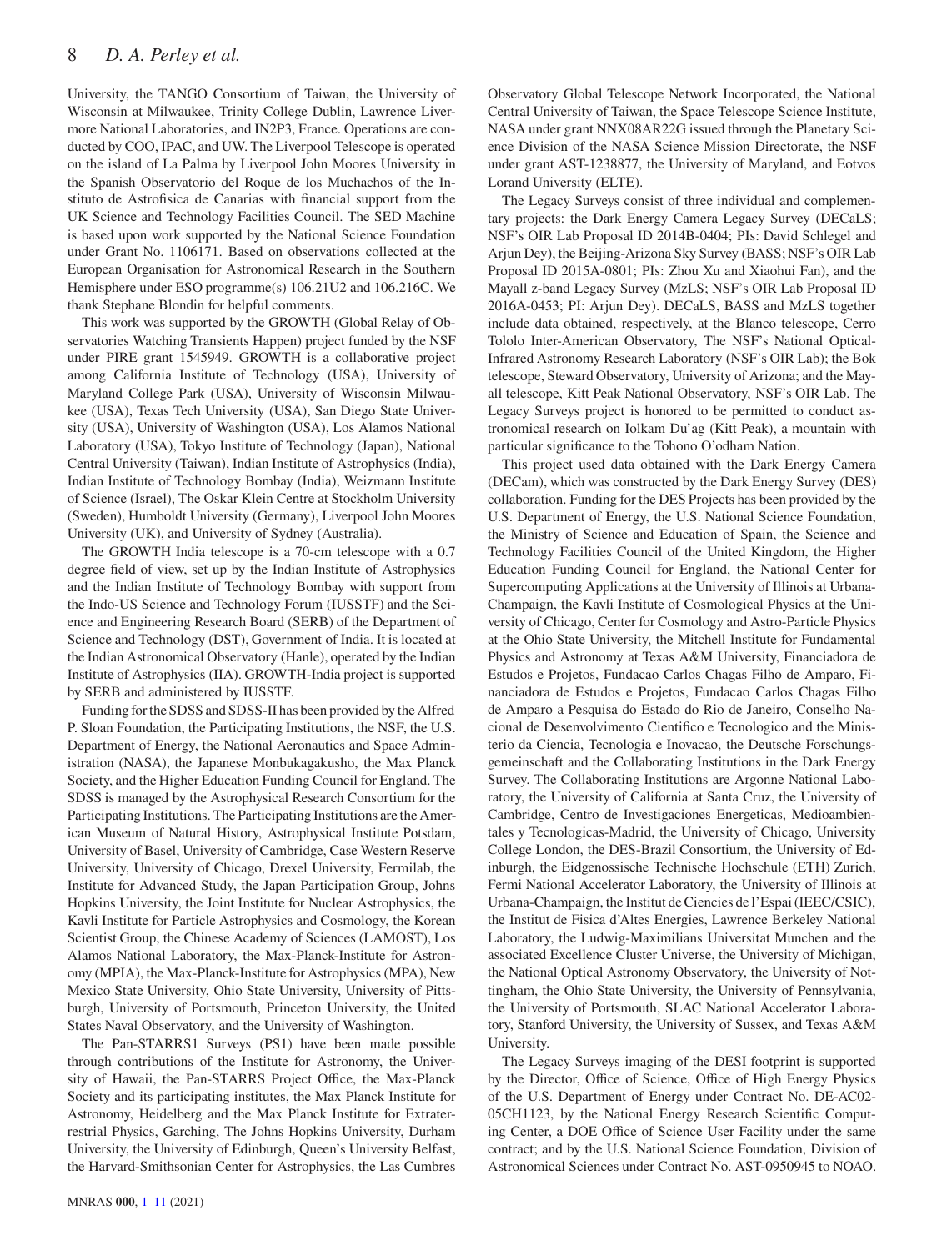University, the TANGO Consortium of Taiwan, the University of Wisconsin at Milwaukee, Trinity College Dublin, Lawrence Livermore National Laboratories, and IN2P3, France. Operations are conducted by COO, IPAC, and UW. The Liverpool Telescope is operated on the island of La Palma by Liverpool John Moores University in the Spanish Observatorio del Roque de los Muchachos of the Instituto de Astrofisica de Canarias with financial support from the UK Science and Technology Facilities Council. The SED Machine is based upon work supported by the National Science Foundation under Grant No. 1106171. Based on observations collected at the European Organisation for Astronomical Research in the Southern Hemisphere under ESO programme(s) 106.21U2 and 106.216C. We thank Stephane Blondin for helpful comments.

This work was supported by the GROWTH (Global Relay of Observatories Watching Transients Happen) project funded by the NSF under PIRE grant 1545949. GROWTH is a collaborative project among California Institute of Technology (USA), University of Maryland College Park (USA), University of Wisconsin Milwaukee (USA), Texas Tech University (USA), San Diego State University (USA), University of Washington (USA), Los Alamos National Laboratory (USA), Tokyo Institute of Technology (Japan), National Central University (Taiwan), Indian Institute of Astrophysics (India), Indian Institute of Technology Bombay (India), Weizmann Institute of Science (Israel), The Oskar Klein Centre at Stockholm University (Sweden), Humboldt University (Germany), Liverpool John Moores University (UK), and University of Sydney (Australia).

The GROWTH India telescope is a 70-cm telescope with a 0.7 degree field of view, set up by the Indian Institute of Astrophysics and the Indian Institute of Technology Bombay with support from the Indo-US Science and Technology Forum (IUSSTF) and the Science and Engineering Research Board (SERB) of the Department of Science and Technology (DST), Government of India. It is located at the Indian Astronomical Observatory (Hanle), operated by the Indian Institute of Astrophysics (IIA). GROWTH-India project is supported by SERB and administered by IUSSTF.

Funding for the SDSS and SDSS-II has been provided by the Alfred P. Sloan Foundation, the Participating Institutions, the NSF, the U.S. Department of Energy, the National Aeronautics and Space Administration (NASA), the Japanese Monbukagakusho, the Max Planck Society, and the Higher Education Funding Council for England. The SDSS is managed by the Astrophysical Research Consortium for the Participating Institutions. The Participating Institutions are the American Museum of Natural History, Astrophysical Institute Potsdam, University of Basel, University of Cambridge, Case Western Reserve University, University of Chicago, Drexel University, Fermilab, the Institute for Advanced Study, the Japan Participation Group, Johns Hopkins University, the Joint Institute for Nuclear Astrophysics, the Kavli Institute for Particle Astrophysics and Cosmology, the Korean Scientist Group, the Chinese Academy of Sciences (LAMOST), Los Alamos National Laboratory, the Max-Planck-Institute for Astronomy (MPIA), the Max-Planck-Institute for Astrophysics (MPA), New Mexico State University, Ohio State University, University of Pittsburgh, University of Portsmouth, Princeton University, the United States Naval Observatory, and the University of Washington.

The Pan-STARRS1 Surveys (PS1) have been made possible through contributions of the Institute for Astronomy, the University of Hawaii, the Pan-STARRS Project Office, the Max-Planck Society and its participating institutes, the Max Planck Institute for Astronomy, Heidelberg and the Max Planck Institute for Extraterrestrial Physics, Garching, The Johns Hopkins University, Durham University, the University of Edinburgh, Queen's University Belfast, the Harvard-Smithsonian Center for Astrophysics, the Las Cumbres Observatory Global Telescope Network Incorporated, the National Central University of Taiwan, the Space Telescope Science Institute, NASA under grant NNX08AR22G issued through the Planetary Science Division of the NASA Science Mission Directorate, the NSF under grant AST-1238877, the University of Maryland, and Eotvos Lorand University (ELTE).

The Legacy Surveys consist of three individual and complementary projects: the Dark Energy Camera Legacy Survey (DECaLS; NSF's OIR Lab Proposal ID 2014B-0404; PIs: David Schlegel and Arjun Dey), the Beijing-Arizona Sky Survey (BASS; NSF's OIR Lab Proposal ID 2015A-0801; PIs: Zhou Xu and Xiaohui Fan), and the Mayall z-band Legacy Survey (MzLS; NSF's OIR Lab Proposal ID 2016A-0453; PI: Arjun Dey). DECaLS, BASS and MzLS together include data obtained, respectively, at the Blanco telescope, Cerro Tololo Inter-American Observatory, The NSF's National Optical-Infrared Astronomy Research Laboratory (NSF's OIR Lab); the Bok telescope, Steward Observatory, University of Arizona; and the Mayall telescope, Kitt Peak National Observatory, NSF's OIR Lab. The Legacy Surveys project is honored to be permitted to conduct astronomical research on Iolkam Du'ag (Kitt Peak), a mountain with particular significance to the Tohono O'odham Nation.

This project used data obtained with the Dark Energy Camera (DECam), which was constructed by the Dark Energy Survey (DES) collaboration. Funding for the DES Projects has been provided by the U.S. Department of Energy, the U.S. National Science Foundation, the Ministry of Science and Education of Spain, the Science and Technology Facilities Council of the United Kingdom, the Higher Education Funding Council for England, the National Center for Supercomputing Applications at the University of Illinois at Urbana-Champaign, the Kavli Institute of Cosmological Physics at the University of Chicago, Center for Cosmology and Astro-Particle Physics at the Ohio State University, the Mitchell Institute for Fundamental Physics and Astronomy at Texas A&M University, Financiadora de Estudos e Projetos, Fundacao Carlos Chagas Filho de Amparo, Financiadora de Estudos e Projetos, Fundacao Carlos Chagas Filho de Amparo a Pesquisa do Estado do Rio de Janeiro, Conselho Nacional de Desenvolvimento Cientifico e Tecnologico and the Ministerio da Ciencia, Tecnologia e Inovacao, the Deutsche Forschungsgemeinschaft and the Collaborating Institutions in the Dark Energy Survey. The Collaborating Institutions are Argonne National Laboratory, the University of California at Santa Cruz, the University of Cambridge, Centro de Investigaciones Energeticas, Medioambientales y Tecnologicas-Madrid, the University of Chicago, University College London, the DES-Brazil Consortium, the University of Edinburgh, the Eidgenossische Technische Hochschule (ETH) Zurich, Fermi National Accelerator Laboratory, the University of Illinois at Urbana-Champaign, the Institut de Ciencies de l'Espai (IEEC/CSIC), the Institut de Fisica d'Altes Energies, Lawrence Berkeley National Laboratory, the Ludwig-Maximilians Universitat Munchen and the associated Excellence Cluster Universe, the University of Michigan, the National Optical Astronomy Observatory, the University of Nottingham, the Ohio State University, the University of Pennsylvania, the University of Portsmouth, SLAC National Accelerator Laboratory, Stanford University, the University of Sussex, and Texas A&M University.

The Legacy Surveys imaging of the DESI footprint is supported by the Director, Office of Science, Office of High Energy Physics of the U.S. Department of Energy under Contract No. DE-AC02-05CH1123, by the National Energy Research Scientific Computing Center, a DOE Office of Science User Facility under the same contract; and by the U.S. National Science Foundation, Division of Astronomical Sciences under Contract No. AST-0950945 to NOAO.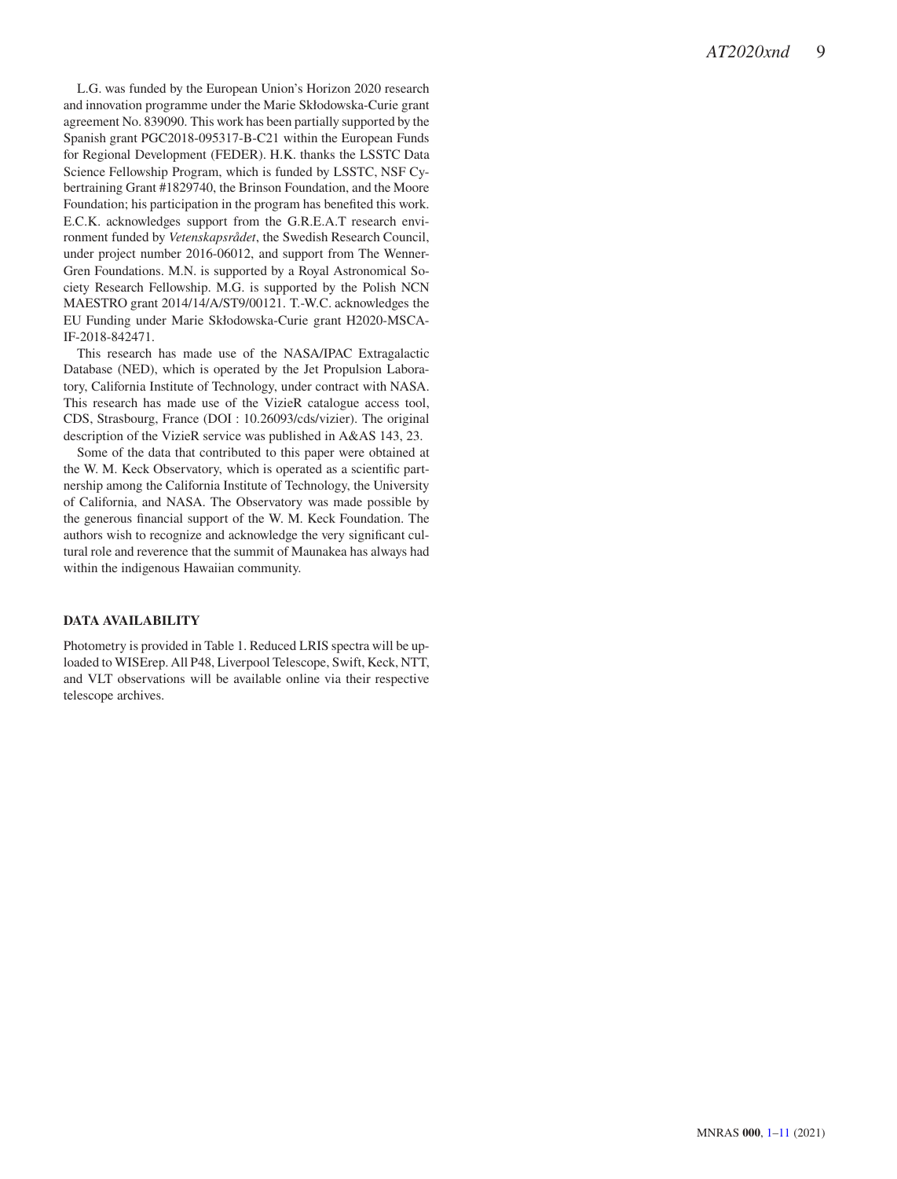L.G. was funded by the European Union's Horizon 2020 research and innovation programme under the Marie Skłodowska-Curie grant agreement No. 839090. This work has been partially supported by the Spanish grant PGC2018-095317-B-C21 within the European Funds for Regional Development (FEDER). H.K. thanks the LSSTC Data Science Fellowship Program, which is funded by LSSTC, NSF Cybertraining Grant #1829740, the Brinson Foundation, and the Moore Foundation; his participation in the program has benefited this work. E.C.K. acknowledges support from the G.R.E.A.T research environment funded by *Vetenskapsrådet*, the Swedish Research Council, under project number 2016-06012, and support from The Wenner-Gren Foundations. M.N. is supported by a Royal Astronomical Society Research Fellowship. M.G. is supported by the Polish NCN MAESTRO grant 2014/14/A/ST9/00121. T.-W.C. acknowledges the EU Funding under Marie Skłodowska-Curie grant H2020-MSCA-IF-2018-842471.

This research has made use of the NASA/IPAC Extragalactic Database (NED), which is operated by the Jet Propulsion Laboratory, California Institute of Technology, under contract with NASA. This research has made use of the VizieR catalogue access tool, CDS, Strasbourg, France (DOI : 10.26093/cds/vizier). The original description of the VizieR service was published in A&AS 143, 23.

Some of the data that contributed to this paper were obtained at the W. M. Keck Observatory, which is operated as a scientific partnership among the California Institute of Technology, the University of California, and NASA. The Observatory was made possible by the generous financial support of the W. M. Keck Foundation. The authors wish to recognize and acknowledge the very significant cultural role and reverence that the summit of Maunakea has always had within the indigenous Hawaiian community.

## DATA AVAILABILITY

Photometry is provided in Table 1. Reduced LRIS spectra will be uploaded to WISErep. All P48, Liverpool Telescope, Swift, Keck, NTT, and VLT observations will be available online via their respective telescope archives.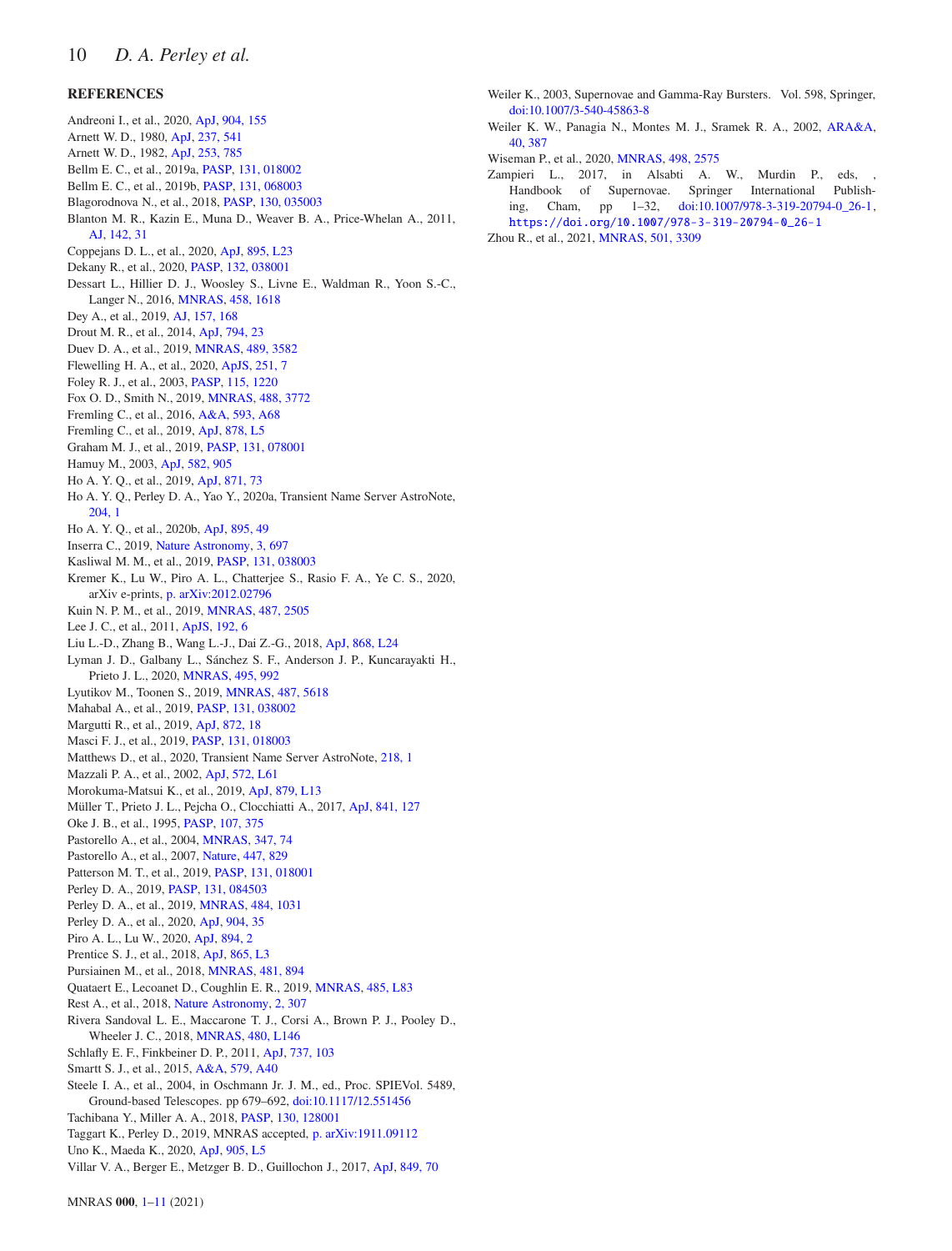## REFERENCES

Andreoni I., et al., 2020, ApJ, 904, 155
Arnett W. D., 1980, ApJ, 237, 541
Arnett W. D., 1982, ApJ, 253, 785
Bellm E. C., et al., 2019a, PASP, 131, 018002
Bellm E. C., et al., 2019b, PASP, 131, 068003
Blagorodnova N., et al., 2018, PASP, 130, 035003
Blanton M. R., Kazin E., Muna D., Weaver B. A., Price-Whelan A., 2011, AJ, 142, 31
Coppejans D. L., et al., 2020, ApJ, 895, L23
Dekany R., et al., 2020, PASP, 132, 038001
Dessart L., Hillier D. J., Woosley S., Livne E., Waldman R., Yoon S.-C., Langer N., 2016, MNRAS, 458, 1618
Dey A., et al., 2019, AJ, 157, 168
Drout M. R., et al., 2014, ApJ, 794, 23
Duev D. A., et al., 2019, MNRAS, 489, 3582
Flewelling H. A., et al., 2020, ApJS, 251, 7
Foley R. J., et al., 2003, PASP, 115, 1220
Fox O. D., Smith N., 2019, MNRAS, 488, 3772
Fremling C., et al., 2016, A&A, 593, A68
Fremling C., et al., 2019, ApJ, 878, L5
Graham M. J., et al., 2019, PASP, 131, 078001
Hamuy M., 2003, ApJ, 582, 905
Ho A. Y. Q., et al., 2019, ApJ, 871, 73
Ho A. Y. Q., Perley D. A., Yao Y., 2020a, Transient Name Server AstroNote, 204, 1
Ho A. Y. Q., et al., 2020b, ApJ, 895, 49
Inserra C., 2019, Nature Astronomy, 3, 697
Kasliwal M. M., et al., 2019, PASP, 131, 038003
Kremer K., Lu W., Piro A. L., Chatterjee S., Rasio F. A., Ye C. S., 2020, arXiv e-prints, p. arXiv:2012.02796
Kuin N. P. M., et al., 2019, MNRAS, 487, 2505
Lee J. C., et al., 2011, ApJS, 192, 6
Liu L.-D., Zhang B., Wang L.-J., Dai Z.-G., 2018, ApJ, 868, L24
Lyman J. D., Galbany L., Sánchez S. F., Anderson J. P., Kuncarayakti H., Prieto J. L., 2020, MNRAS, 495, 992
Lyutikov M., Toonen S., 2019, MNRAS, 487, 5618
Mahabal A., et al., 2019, PASP, 131, 038002
Margutti R., et al., 2019, ApJ, 872, 18
Masci F. J., et al., 2019, PASP, 131, 018003
Matthews D., et al., 2020, Transient Name Server AstroNote, 218, 1
Mazzali P. A., et al., 2002, ApJ, 572, L61
Morokuma-Matsui K., et al., 2019, ApJ, 879, L13
Müller T., Prieto J. L., Pejcha O., Clocchiatti A., 2017, ApJ, 841, 127
Oke J. B., et al., 1995, PASP, 107, 375
Pastorello A., et al., 2004, MNRAS, 347, 74
Pastorello A., et al., 2007, Nature, 447, 829
Patterson M. T., et al., 2019, PASP, 131, 018001
Perley D. A., 2019, PASP, 131, 084503
Perley D. A., et al., 2019, MNRAS, 484, 1031
Perley D. A., et al., 2020, ApJ, 904, 35
Piro A. L., Lu W., 2020, ApJ, 894, 2
Prentice S. J., et al., 2018, ApJ, 865, L3
Pursiainen M., et al., 2018, MNRAS, 481, 894
Quataert E., Lecoanet D., Coughlin E. R., 2019, MNRAS, 485, L83
Rest A., et al., 2018, Nature Astronomy, 2, 307
Rivera Sandoval L. E., Maccarone T. J., Corsi A., Brown P. J., Pooley D., Wheeler J. C., 2018, MNRAS, 480, L146
Schlafly E. F., Finkbeiner D. P., 2011, ApJ, 737, 103
Smartt S. J., et al., 2015, A&A, 579, A40
Steele I. A., et al., 2004, in Oschmann Jr. J. M., ed., Proc. SPIEVol. 5489, Ground-based Telescopes. pp 679–692, doi:10.1117/12.551456
Tachibana Y., Miller A. A., 2018, PASP, 130, 128001
Taggart K., Perley D., 2019, MNRAS accepted, p. arXiv:1911.09112
Uno K., Maeda K., 2020, ApJ, 905, L5
Villar V. A., Berger E., Metzger B. D., Guillochon J., 2017, ApJ, 849, 70
Weiler K., 2003, Supernovae and Gamma-Ray Bursters. Vol. 598, Springer, doi:10.1007/3-540-45863-8
Weiler K. W., Panagia N., Montes M. J., Sramek R. A., 2002, ARA&A, 40, 387
Wiseman P., et al., 2020, MNRAS, 498, 2575
Zampieri L., 2017, in Alsabti A. W., Murdin P., eds, , Handbook of Supernovae. Springer International Publishing, Cham, pp 1–32, doi:10.1007/978-3-319-20794-0_26-1, https://doi.org/10.1007/978-3-319-20794-0_26-1
Zhou R., et al., 2021, MNRAS, 501, 3309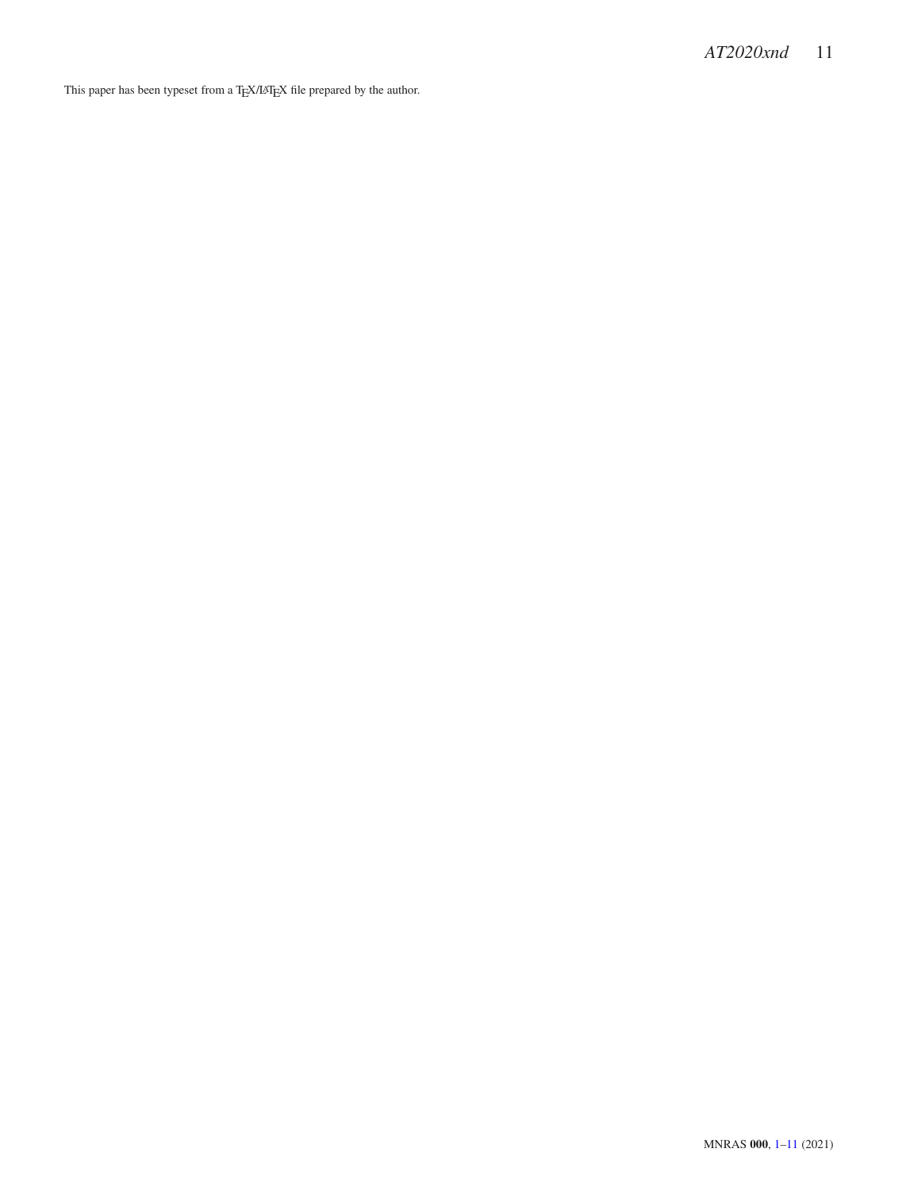This paper has been typeset from a TEX/LATEX file prepared by the author.